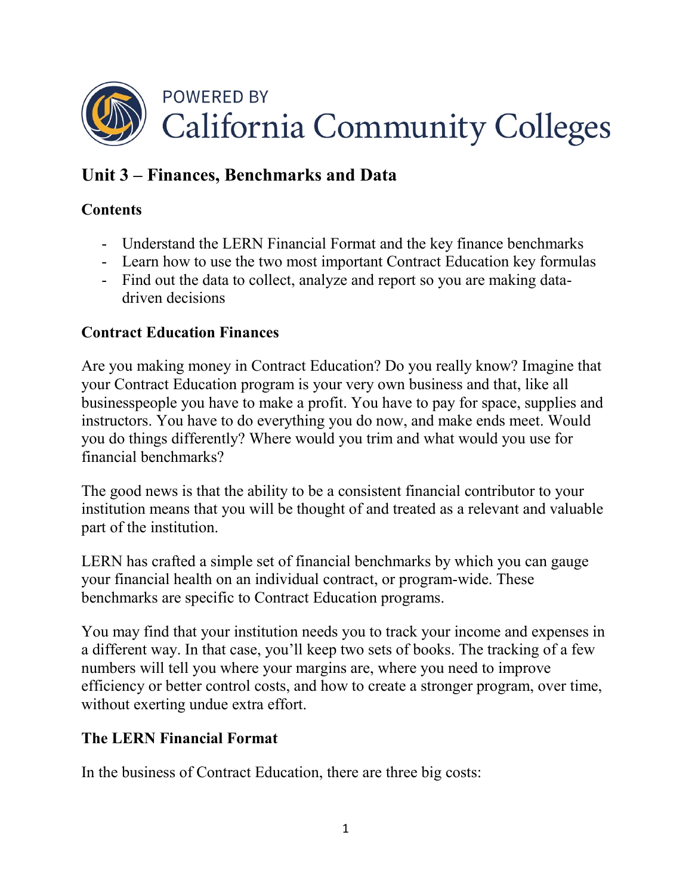POWERED BY California Community Colleges

## Unit 3 – Finances, Benchmarks and Data

### Contents

- Understand the LERN Financial Format and the key finance benchmarks
- Learn how to use the two most important Contract Education key formulas
- Find out the data to collect, analyze and report so you are making data-driven decisions

### Contract Education Finances

Are you making money in Contract Education? Do you really know? Imagine that your Contract Education program is your very own business and that, like all businesspeople you have to make a profit. You have to pay for space, supplies and instructors. You have to do everything you do now, and make ends meet. Would you do things differently? Where would you trim and what would you use for financial benchmarks?

The good news is that the ability to be a consistent financial contributor to your institution means that you will be thought of and treated as a relevant and valuable part of the institution.

LERN has crafted a simple set of financial benchmarks by which you can gauge your financial health on an individual contract, or program-wide. These benchmarks are specific to Contract Education programs.

You may find that your institution needs you to track your income and expenses in a different way. In that case, you'll keep two sets of books. The tracking of a few numbers will tell you where your margins are, where you need to improve efficiency or better control costs, and how to create a stronger program, over time, without exerting undue extra effort.

### The LERN Financial Format

In the business of Contract Education, there are three big costs: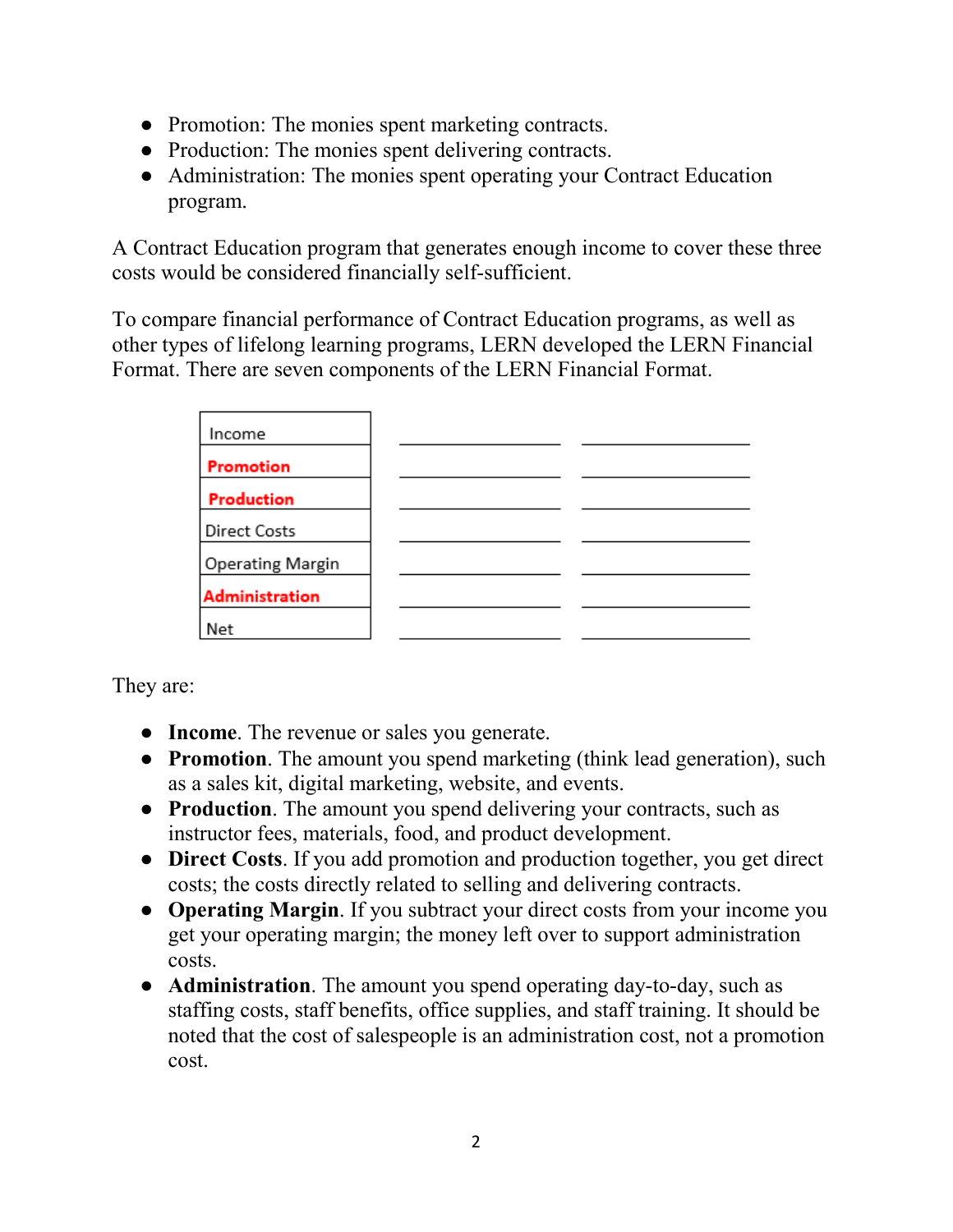- Promotion: The monies spent marketing contracts.
- Production: The monies spent delivering contracts.
- Administration: The monies spent operating your Contract Education program.

A Contract Education program that generates enough income to cover these three costs would be considered financially self-sufficient.

To compare financial performance of Contract Education programs, as well as other types of lifelong learning programs, LERN developed the LERN Financial Format. There are seven components of the LERN Financial Format.

| | | |
|---|---|---|
| Income | ____________ | ____________ |
| **Promotion** | ____________ | ____________ |
| **Production** | ____________ | ____________ |
| Direct Costs | ____________ | ____________ |
| Operating Margin | ____________ | ____________ |
| **Administration** | ____________ | ____________ |
| Net | ____________ | ____________ |

They are:

- **Income**. The revenue or sales you generate.
- **Promotion**. The amount you spend marketing (think lead generation), such as a sales kit, digital marketing, website, and events.
- **Production**. The amount you spend delivering your contracts, such as instructor fees, materials, food, and product development.
- **Direct Costs**. If you add promotion and production together, you get direct costs; the costs directly related to selling and delivering contracts.
- **Operating Margin**. If you subtract your direct costs from your income you get your operating margin; the money left over to support administration costs.
- **Administration**. The amount you spend operating day-to-day, such as staffing costs, staff benefits, office supplies, and staff training. It should be noted that the cost of salespeople is an administration cost, not a promotion cost.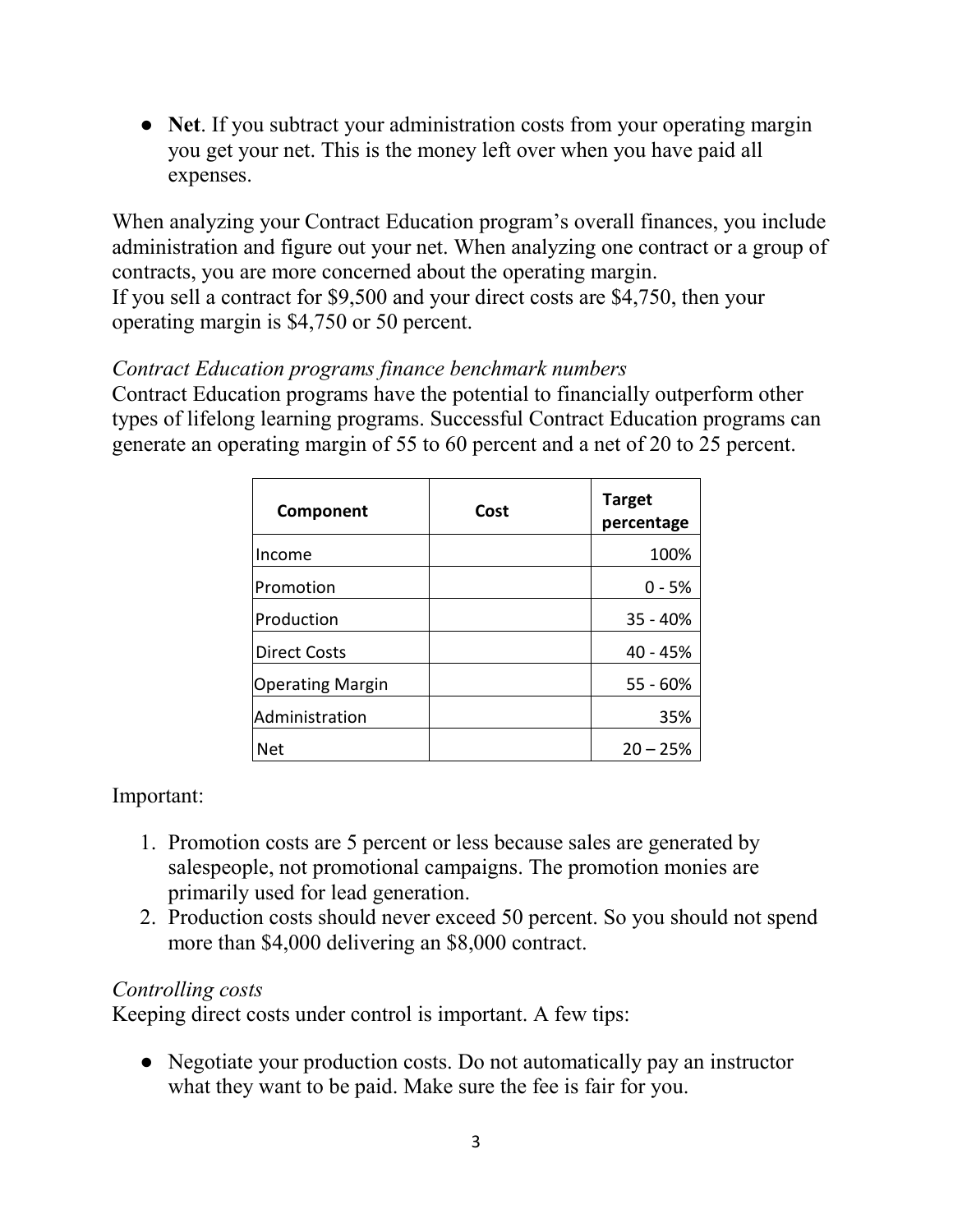- **Net**. If you subtract your administration costs from your operating margin you get your net. This is the money left over when you have paid all expenses.

When analyzing your Contract Education program's overall finances, you include administration and figure out your net. When analyzing one contract or a group of contracts, you are more concerned about the operating margin.
If you sell a contract for $9,500 and your direct costs are $4,750, then your operating margin is $4,750 or 50 percent.

*Contract Education programs finance benchmark numbers*
Contract Education programs have the potential to financially outperform other types of lifelong learning programs. Successful Contract Education programs can generate an operating margin of 55 to 60 percent and a net of 20 to 25 percent.

| Component | Cost | Target percentage |
|---|---|---|
| Income | | 100% |
| Promotion | | 0 - 5% |
| Production | | 35 - 40% |
| Direct Costs | | 40 - 45% |
| Operating Margin | | 55 - 60% |
| Administration | | 35% |
| Net | | 20 – 25% |

Important:

1. Promotion costs are 5 percent or less because sales are generated by salespeople, not promotional campaigns. The promotion monies are primarily used for lead generation.
2. Production costs should never exceed 50 percent. So you should not spend more than $4,000 delivering an $8,000 contract.

*Controlling costs*
Keeping direct costs under control is important. A few tips:

- Negotiate your production costs. Do not automatically pay an instructor what they want to be paid. Make sure the fee is fair for you.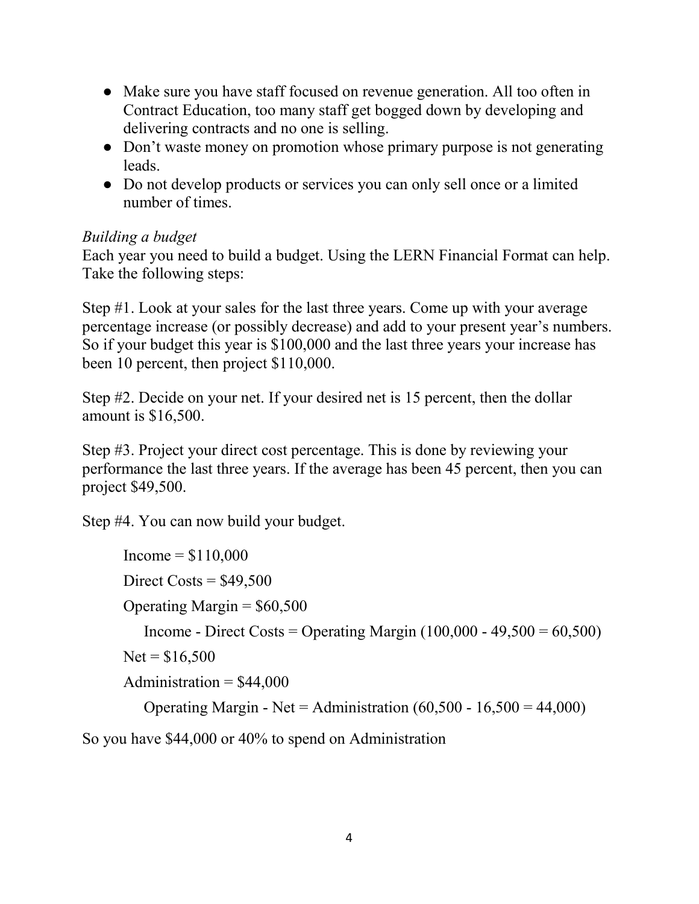- Make sure you have staff focused on revenue generation. All too often in Contract Education, too many staff get bogged down by developing and delivering contracts and no one is selling.
- Don't waste money on promotion whose primary purpose is not generating leads.
- Do not develop products or services you can only sell once or a limited number of times.

*Building a budget*

Each year you need to build a budget. Using the LERN Financial Format can help. Take the following steps:

Step #1. Look at your sales for the last three years. Come up with your average percentage increase (or possibly decrease) and add to your present year's numbers. So if your budget this year is $100,000 and the last three years your increase has been 10 percent, then project $110,000.

Step #2. Decide on your net. If your desired net is 15 percent, then the dollar amount is $16,500.

Step #3. Project your direct cost percentage. This is done by reviewing your performance the last three years. If the average has been 45 percent, then you can project $49,500.

Step #4. You can now build your budget.

> Income = $110,000
>
> Direct Costs = $49,500
>
> Operating Margin = $60,500
>
> > Income - Direct Costs = Operating Margin (100,000 - 49,500 = 60,500)
>
> Net = $16,500
>
> Administration = $44,000
>
> > Operating Margin - Net = Administration (60,500 - 16,500 = 44,000)

So you have $44,000 or 40% to spend on Administration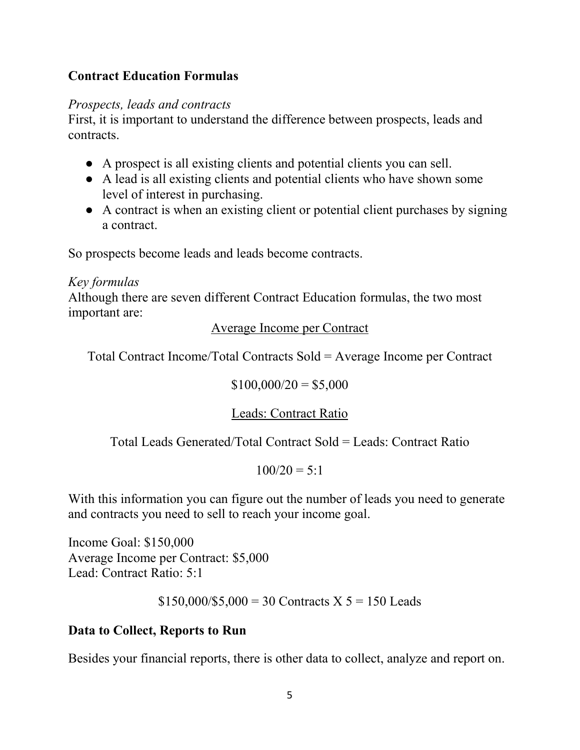## Contract Education Formulas

*Prospects, leads and contracts*

First, it is important to understand the difference between prospects, leads and contracts.

- A prospect is all existing clients and potential clients you can sell.
- A lead is all existing clients and potential clients who have shown some level of interest in purchasing.
- A contract is when an existing client or potential client purchases by signing a contract.

So prospects become leads and leads become contracts.

*Key formulas*

Although there are seven different Contract Education formulas, the two most important are:

<u>Average Income per Contract</u>

Total Contract Income/Total Contracts Sold = Average Income per Contract

$100,000/20 = $5,000

<u>Leads: Contract Ratio</u>

Total Leads Generated/Total Contract Sold = Leads: Contract Ratio

100/20 = 5:1

With this information you can figure out the number of leads you need to generate and contracts you need to sell to reach your income goal.

Income Goal: $150,000
Average Income per Contract: $5,000
Lead: Contract Ratio: 5:1

$150,000/$5,000 = 30 Contracts X 5 = 150 Leads

## Data to Collect, Reports to Run

Besides your financial reports, there is other data to collect, analyze and report on.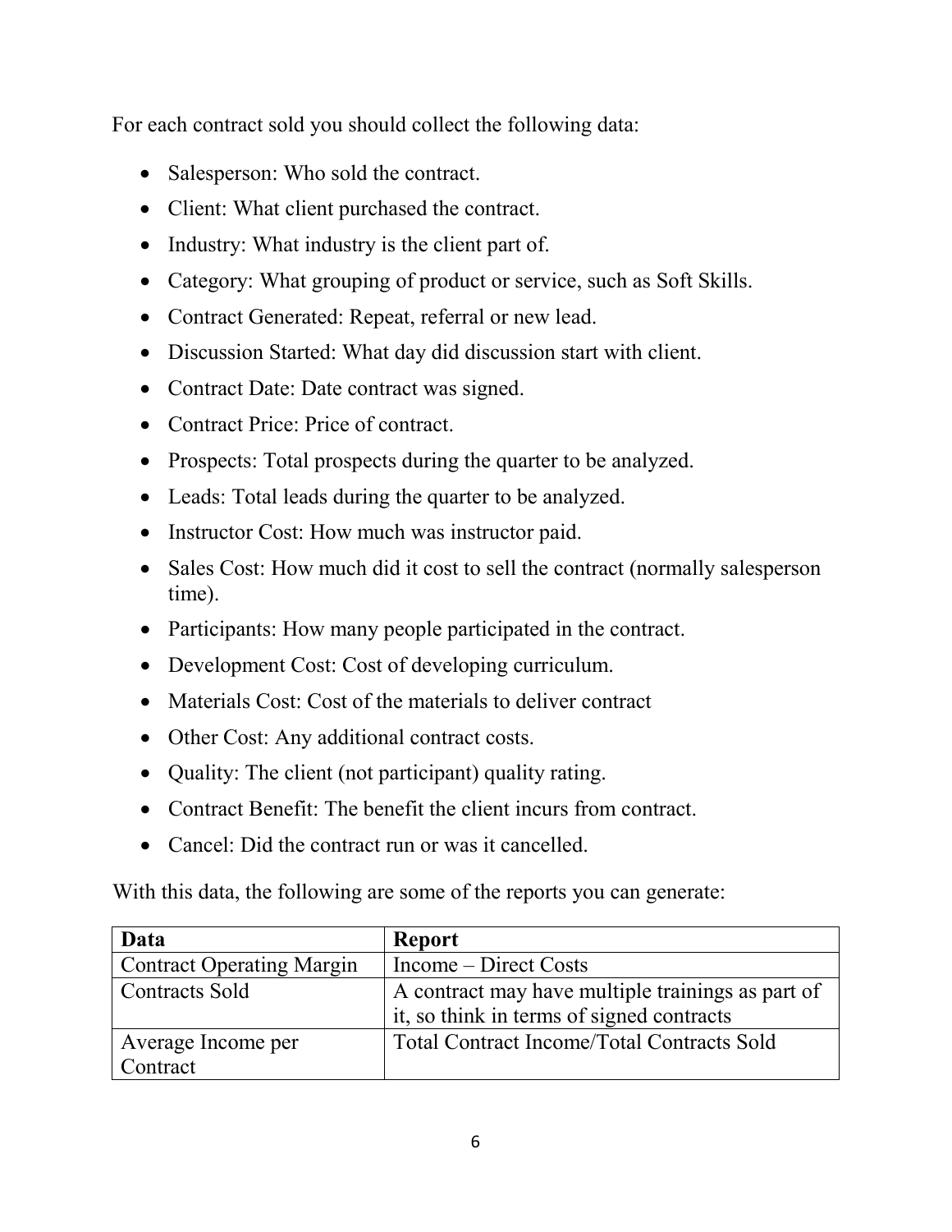For each contract sold you should collect the following data:

- Salesperson: Who sold the contract.
- Client: What client purchased the contract.
- Industry: What industry is the client part of.
- Category: What grouping of product or service, such as Soft Skills.
- Contract Generated: Repeat, referral or new lead.
- Discussion Started: What day did discussion start with client.
- Contract Date: Date contract was signed.
- Contract Price: Price of contract.
- Prospects: Total prospects during the quarter to be analyzed.
- Leads: Total leads during the quarter to be analyzed.
- Instructor Cost: How much was instructor paid.
- Sales Cost: How much did it cost to sell the contract (normally salesperson time).
- Participants: How many people participated in the contract.
- Development Cost: Cost of developing curriculum.
- Materials Cost: Cost of the materials to deliver contract
- Other Cost: Any additional contract costs.
- Quality: The client (not participant) quality rating.
- Contract Benefit: The benefit the client incurs from contract.
- Cancel: Did the contract run or was it cancelled.

With this data, the following are some of the reports you can generate:

| Data | Report |
| --- | --- |
| Contract Operating Margin | Income – Direct Costs |
| Contracts Sold | A contract may have multiple trainings as part of it, so think in terms of signed contracts |
| Average Income per Contract | Total Contract Income/Total Contracts Sold |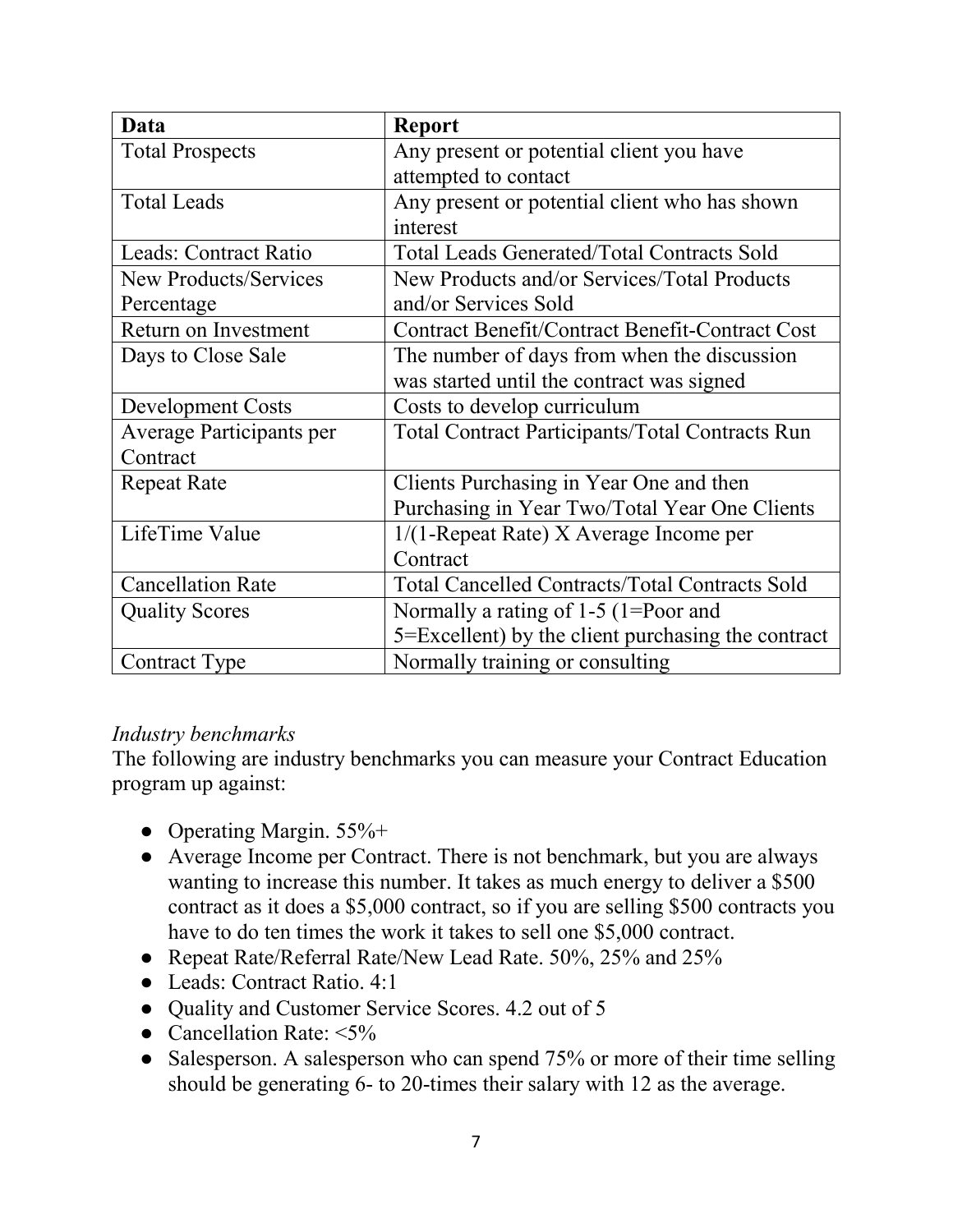| Data | Report |
|---|---|
| Total Prospects | Any present or potential client you have attempted to contact |
| Total Leads | Any present or potential client who has shown interest |
| Leads: Contract Ratio | Total Leads Generated/Total Contracts Sold |
| New Products/Services Percentage | New Products and/or Services/Total Products and/or Services Sold |
| Return on Investment | Contract Benefit/Contract Benefit-Contract Cost |
| Days to Close Sale | The number of days from when the discussion was started until the contract was signed |
| Development Costs | Costs to develop curriculum |
| Average Participants per Contract | Total Contract Participants/Total Contracts Run |
| Repeat Rate | Clients Purchasing in Year One and then Purchasing in Year Two/Total Year One Clients |
| LifeTime Value | 1/(1-Repeat Rate) X Average Income per Contract |
| Cancellation Rate | Total Cancelled Contracts/Total Contracts Sold |
| Quality Scores | Normally a rating of 1-5 (1=Poor and 5=Excellent) by the client purchasing the contract |
| Contract Type | Normally training or consulting |

*Industry benchmarks*

The following are industry benchmarks you can measure your Contract Education program up against:

- Operating Margin. 55%+
- Average Income per Contract. There is not benchmark, but you are always wanting to increase this number. It takes as much energy to deliver a $500 contract as it does a $5,000 contract, so if you are selling $500 contracts you have to do ten times the work it takes to sell one $5,000 contract.
- Repeat Rate/Referral Rate/New Lead Rate. 50%, 25% and 25%
- Leads: Contract Ratio. 4:1
- Quality and Customer Service Scores. 4.2 out of 5
- Cancellation Rate: <5%
- Salesperson. A salesperson who can spend 75% or more of their time selling should be generating 6- to 20-times their salary with 12 as the average.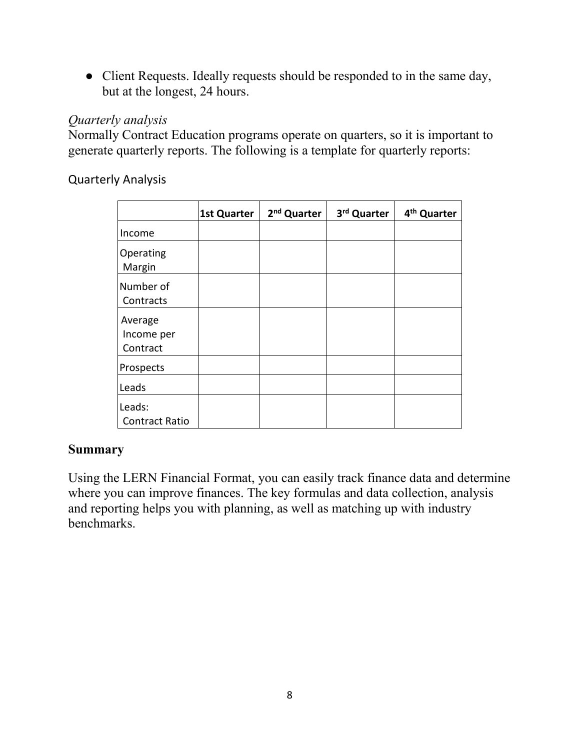- Client Requests. Ideally requests should be responded to in the same day, but at the longest, 24 hours.

*Quarterly analysis*
Normally Contract Education programs operate on quarters, so it is important to generate quarterly reports. The following is a template for quarterly reports:

Quarterly Analysis

| | 1st Quarter | 2nd Quarter | 3rd Quarter | 4th Quarter |
|---|---|---|---|---|
| Income | | | | |
| Operating Margin | | | | |
| Number of Contracts | | | | |
| Average Income per Contract | | | | |
| Prospects | | | | |
| Leads | | | | |
| Leads: Contract Ratio | | | | |

## Summary

Using the LERN Financial Format, you can easily track finance data and determine where you can improve finances. The key formulas and data collection, analysis and reporting helps you with planning, as well as matching up with industry benchmarks.